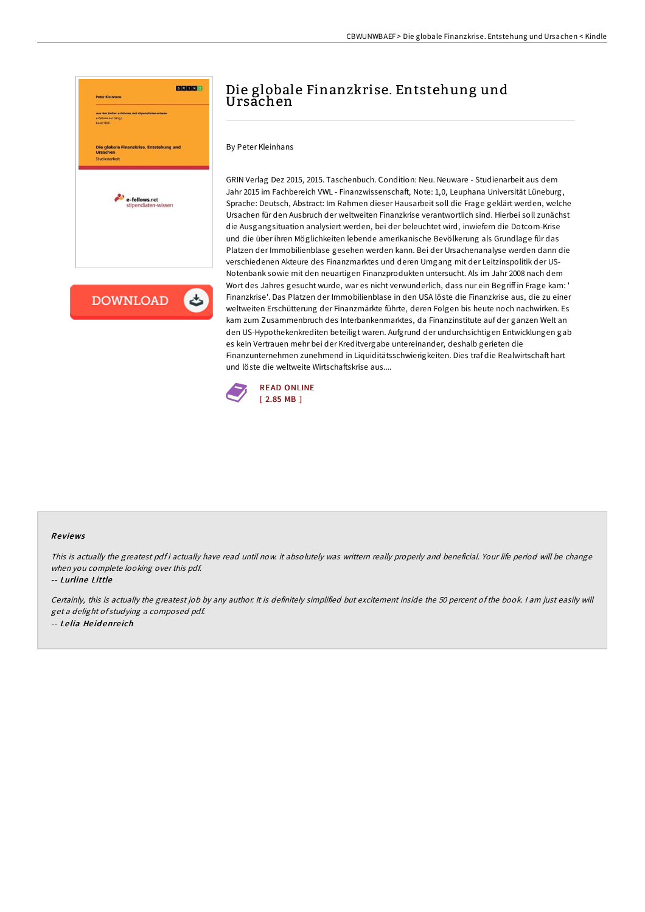# Die globale Finanzkrise. Entstehung und Ursachen

By Peter Kleinhans

GRIN Verlag Dez 2015, 2015. Taschenbuch. Condition: Neu. Neuware - Studienarbeit aus dem Jahr 2015 im Fachbereich VWL - Finanzwissenschaft, Note: 1,0, Leuphana Universität Lüneburg, Sprache: Deutsch, Abstract: Im Rahmen dieser Hausarbeit soll die Frage geklärt werden, welche Ursachen für den Ausbruch der weltweiten Finanzkrise verantwortlich sind. Hierbei soll zunächst die Ausgangsituation analysiert werden, bei der beleuchtet wird, inwiefern die Dotcom-Krise und die über ihren Möglichkeiten lebende amerikanische Bevölkerung als Grundlage für das Platzen der Immobilienblase gesehen werden kann. Bei der Ursachenanalyse werden dann die verschiedenen Akteure des Finanzmarktes und deren Umgang mit der Leitzinspolitik der US-Notenbank sowie mit den neuartigen Finanzprodukten untersucht. Als im Jahr 2008 nach dem Wort des Jahres gesucht wurde, war es nicht verwunderlich, dass nur ein Begriff in Frage kam: ' Finanzkrise'. Das Platzen der Immobilienblase in den USA löste die Finanzkrise aus, die zu einer weltweiten Erschütterung der Finanzmärkte führte, deren Folgen bis heute noch nachwirken. Es kam zum Zusammenbruch des Interbankenmarktes, da Finanzinstitute auf der ganzen Welt an den US-Hypothekenkrediten beteiligt waren. Aufgrund der undurchsichtigen Entwicklungen gab es kein Vertrauen mehr bei der Kreditvergabe untereinander, deshalb gerieten die Finanzunternehmen zunehmend in Liquiditätsschwierigkeiten. Dies traf die Realwirtschaft hart und löste die weltweite Wirtschaftskrise aus....

READ ONLINE
[ 2.85 MB ]

## Reviews

*This is actually the greatest pdf i actually have read until now. it absolutely was writtern really properly and beneficial. Your life period will be change when you complete looking over this pdf.*

-- *Lurline Little*

*Certainly, this is actually the greatest job by any author. It is definitely simplified but excitement inside the 50 percent of the book. I am just easily will get a delight of studying a composed pdf.*

-- *Lelia Heidenreich*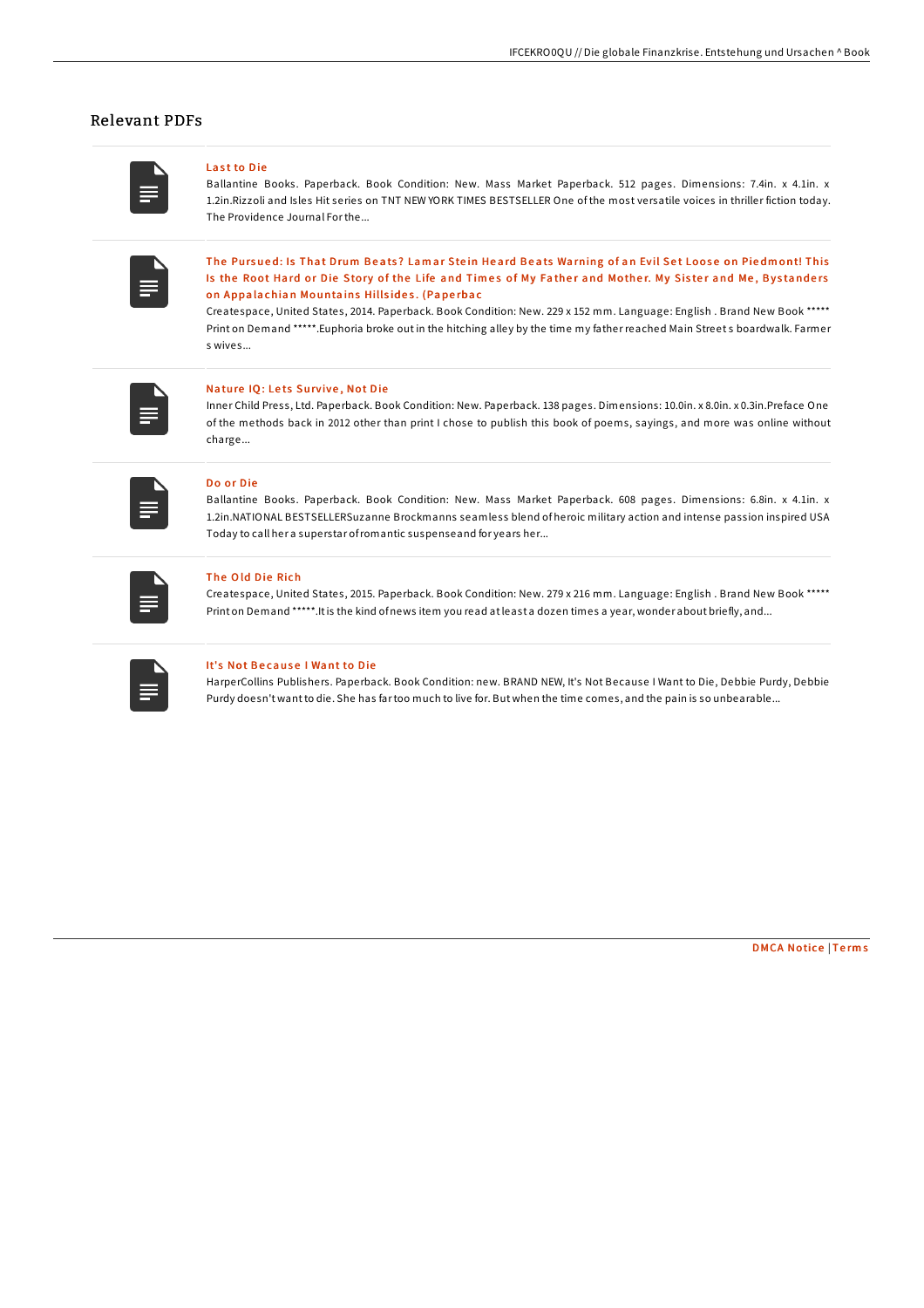## Relevant PDFs

### Last to Die

Ballantine Books. Paperback. Book Condition: New. Mass Market Paperback. 512 pages. Dimensions: 7.4in. x 4.1in. x 1.2in.Rizzoli and Isles Hit series on TNT NEW YORK TIMES BESTSELLER One of the most versatile voices in thriller fiction today. The Providence Journal For the...

### The Pursued: Is That Drum Beats? Lamar Stein Heard Beats Warning of an Evil Set Loose on Piedmont! This Is the Root Hard or Die Story of the Life and Times of My Father and Mother. My Sister and Me, Bystanders on Appalachian Mountains Hillsides. (Paperbac

Createspace, United States, 2014. Paperback. Book Condition: New. 229 x 152 mm. Language: English . Brand New Book ***** Print on Demand *****.Euphoria broke out in the hitching alley by the time my father reached Main Street s boardwalk. Farmer s wives...

### Nature IQ: Lets Survive, Not Die

Inner Child Press, Ltd. Paperback. Book Condition: New. Paperback. 138 pages. Dimensions: 10.0in. x 8.0in. x 0.3in.Preface One of the methods back in 2012 other than print I chose to publish this book of poems, sayings, and more was online without charge...

### Do or Die

Ballantine Books. Paperback. Book Condition: New. Mass Market Paperback. 608 pages. Dimensions: 6.8in. x 4.1in. x 1.2in.NATIONAL BESTSELLERSuzanne Brockmanns seamless blend of heroic military action and intense passion inspired USA Today to call her a superstar of romantic suspense and for years her...

### The Old Die Rich

Createspace, United States, 2015. Paperback. Book Condition: New. 279 x 216 mm. Language: English . Brand New Book ***** Print on Demand *****.It is the kind of news item you read at least a dozen times a year, wonder about briefly, and...

### It's Not Because I Want to Die

HarperCollins Publishers. Paperback. Book Condition: new. BRAND NEW, It's Not Because I Want to Die, Debbie Purdy, Debbie Purdy doesn't want to die. She has far too much to live for. But when the time comes, and the pain is so unbearable...